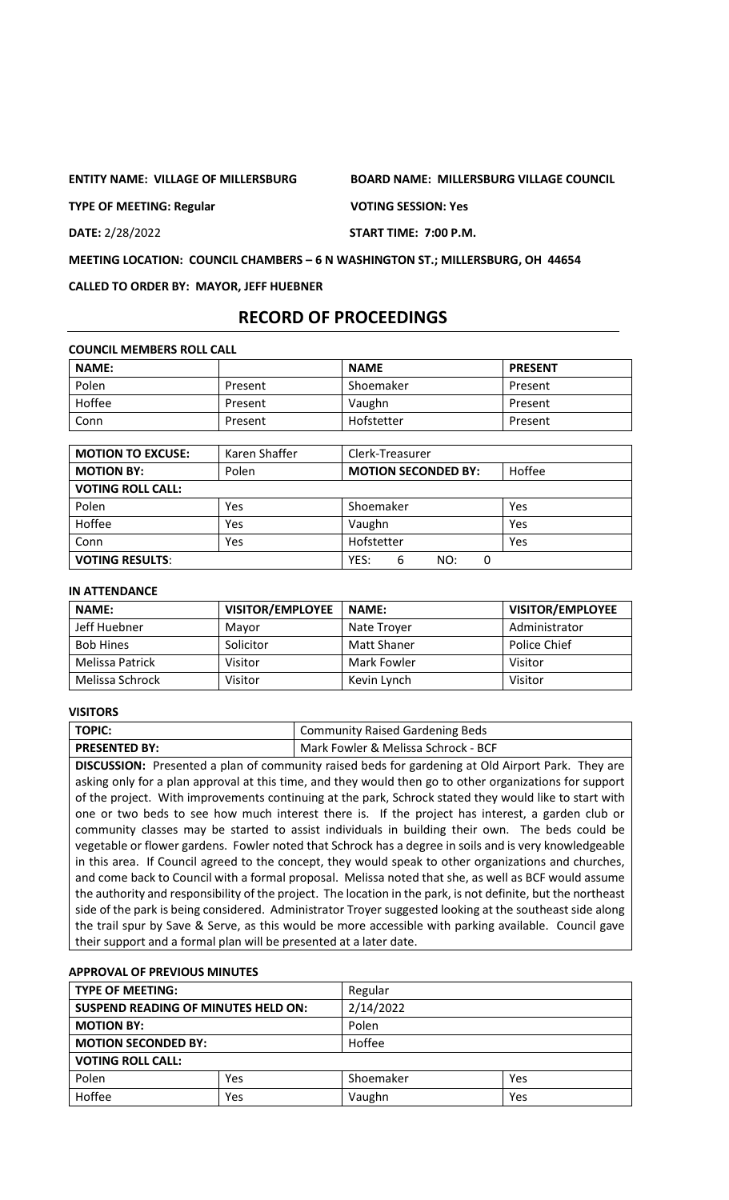**ENTITY NAME: VILLAGE OF MILLERSBURG** **BOARD NAME: MILLERSBURG VILLAGE COUNCIL**

**TYPE OF MEETING: Regular** **VOTING SESSION: Yes**

**DATE:** 2/28/2022 **START TIME: 7:00 P.M.**

**MEETING LOCATION: COUNCIL CHAMBERS – 6 N WASHINGTON ST.; MILLERSBURG, OH 44654**

**CALLED TO ORDER BY: MAYOR, JEFF HUEBNER**

# RECORD OF PROCEEDINGS

**COUNCIL MEMBERS ROLL CALL**

| NAME: | | NAME | PRESENT |
|---|---|---|---|
| Polen | Present | Shoemaker | Present |
| Hoffee | Present | Vaughn | Present |
| Conn | Present | Hofstetter | Present |

| MOTION TO EXCUSE: | Karen Shaffer | Clerk-Treasurer | |
|---|---|---|---|
| **MOTION BY:** | Polen | **MOTION SECONDED BY:** | Hoffee |
| **VOTING ROLL CALL:** | | | |
| Polen | Yes | Shoemaker | Yes |
| Hoffee | Yes | Vaughn | Yes |
| Conn | Yes | Hofstetter | Yes |
| **VOTING RESULTS**: | | YES: 6 NO: 0 | |

**IN ATTENDANCE**

| NAME: | VISITOR/EMPLOYEE | NAME: | VISITOR/EMPLOYEE |
|---|---|---|---|
| Jeff Huebner | Mayor | Nate Troyer | Administrator |
| Bob Hines | Solicitor | Matt Shaner | Police Chief |
| Melissa Patrick | Visitor | Mark Fowler | Visitor |
| Melissa Schrock | Visitor | Kevin Lynch | Visitor |

**VISITORS**

| TOPIC: | Community Raised Gardening Beds |
|---|---|
| **PRESENTED BY:** | Mark Fowler & Melissa Schrock - BCF |

**DISCUSSION:** Presented a plan of community raised beds for gardening at Old Airport Park. They are asking only for a plan approval at this time, and they would then go to other organizations for support of the project. With improvements continuing at the park, Schrock stated they would like to start with one or two beds to see how much interest there is. If the project has interest, a garden club or community classes may be started to assist individuals in building their own. The beds could be vegetable or flower gardens. Fowler noted that Schrock has a degree in soils and is very knowledgeable in this area. If Council agreed to the concept, they would speak to other organizations and churches, and come back to Council with a formal proposal. Melissa noted that she, as well as BCF would assume the authority and responsibility of the project. The location in the park, is not definite, but the northeast side of the park is being considered. Administrator Troyer suggested looking at the southeast side along the trail spur by Save & Serve, as this would be more accessible with parking available. Council gave their support and a formal plan will be presented at a later date.

**APPROVAL OF PREVIOUS MINUTES**

| TYPE OF MEETING: | | Regular | |
|---|---|---|---|
| **SUSPEND READING OF MINUTES HELD ON:** | | 2/14/2022 | |
| **MOTION BY:** | | Polen | |
| **MOTION SECONDED BY:** | | Hoffee | |
| **VOTING ROLL CALL:** | | | |
| Polen | Yes | Shoemaker | Yes |
| Hoffee | Yes | Vaughn | Yes |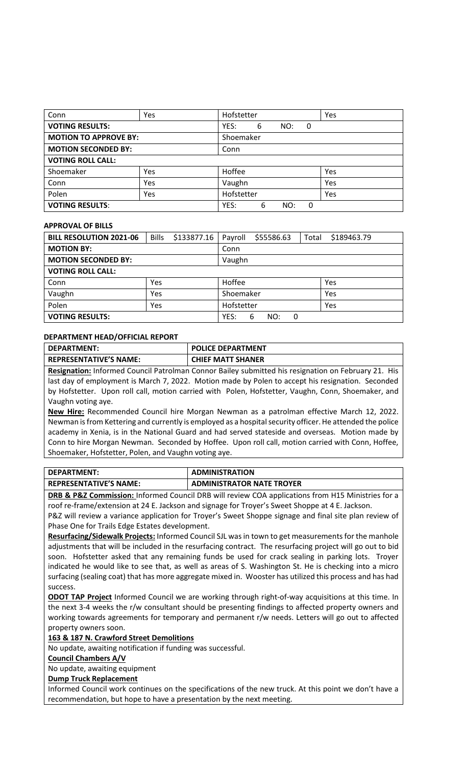| Conn | Yes | Hofstetter | Yes |
|---|---|---|---|
| **VOTING RESULTS:** | | YES: 6 NO: 0 | |
| **MOTION TO APPROVE BY:** | | Shoemaker | |
| **MOTION SECONDED BY:** | | Conn | |
| **VOTING ROLL CALL:** | | | |
| Shoemaker | Yes | Hoffee | Yes |
| Conn | Yes | Vaughn | Yes |
| Polen | Yes | Hofstetter | Yes |
| **VOTING RESULTS**: | | YES: 6 NO: 0 | |

**APPROVAL OF BILLS**

| **BILL RESOLUTION 2021-06** | Bills $133877.16 | Payroll $55586.63 | Total $189463.79 |
|---|---|---|---|
| **MOTION BY:** | | Conn | |
| **MOTION SECONDED BY:** | | Vaughn | |
| **VOTING ROLL CALL:** | | | |
| Conn | Yes | Hoffee | Yes |
| Vaughn | Yes | Shoemaker | Yes |
| Polen | Yes | Hofstetter | Yes |
| **VOTING RESULTS:** | | YES: 6 NO: 0 | |

**DEPARTMENT HEAD/OFFICIAL REPORT**

| **DEPARTMENT:** | **POLICE DEPARTMENT** |
|---|---|
| **REPRESENTATIVE'S NAME:** | **CHIEF MATT SHANER** |

**Resignation:** Informed Council Patrolman Connor Bailey submitted his resignation on February 21. His last day of employment is March 7, 2022. Motion made by Polen to accept his resignation. Seconded by Hofstetter. Upon roll call, motion carried with Polen, Hofstetter, Vaughn, Conn, Shoemaker, and Vaughn voting aye.

**New Hire:** Recommended Council hire Morgan Newman as a patrolman effective March 12, 2022. Newman is from Kettering and currently is employed as a hospital security officer. He attended the police academy in Xenia, is in the National Guard and had served stateside and overseas. Motion made by Conn to hire Morgan Newman. Seconded by Hoffee. Upon roll call, motion carried with Conn, Hoffee, Shoemaker, Hofstetter, Polen, and Vaughn voting aye.

| **DEPARTMENT:** | **ADMINISTRATION** |
|---|---|
| **REPRESENTATIVE'S NAME:** | **ADMINISTRATOR NATE TROYER** |

**DRB & P&Z Commission:** Informed Council DRB will review COA applications from H15 Ministries for a roof re-frame/extension at 24 E. Jackson and signage for Troyer's Sweet Shoppe at 4 E. Jackson.

P&Z will review a variance application for Troyer's Sweet Shoppe signage and final site plan review of Phase One for Trails Edge Estates development.

**Resurfacing/Sidewalk Projects:** Informed Council SJL was in town to get measurements for the manhole adjustments that will be included in the resurfacing contract. The resurfacing project will go out to bid soon. Hofstetter asked that any remaining funds be used for crack sealing in parking lots. Troyer indicated he would like to see that, as well as areas of S. Washington St. He is checking into a micro surfacing (sealing coat) that has more aggregate mixed in. Wooster has utilized this process and has had success.

**ODOT TAP Project** Informed Council we are working through right-of-way acquisitions at this time. In the next 3-4 weeks the r/w consultant should be presenting findings to affected property owners and working towards agreements for temporary and permanent r/w needs. Letters will go out to affected property owners soon.

**163 & 187 N. Crawford Street Demolitions**

No update, awaiting notification if funding was successful.

**Council Chambers A/V**

No update, awaiting equipment

**Dump Truck Replacement**

Informed Council work continues on the specifications of the new truck. At this point we don't have a recommendation, but hope to have a presentation by the next meeting.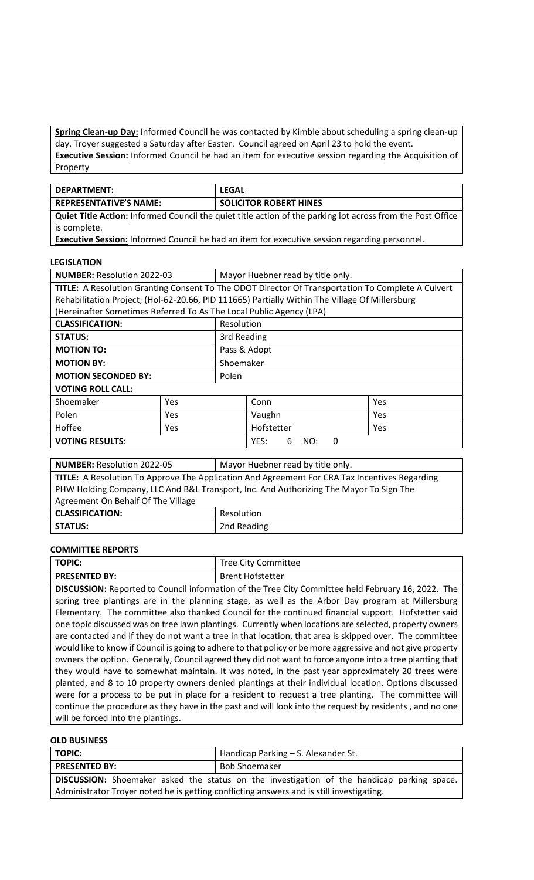| **Spring Clean-up Day:** Informed Council he was contacted by Kimble about scheduling a spring clean-up day. Troyer suggested a Saturday after Easter. Council agreed on April 23 to hold the event. **Executive Session:** Informed Council he had an item for executive session regarding the Acquisition of Property |
|---|

| **DEPARTMENT:** | **LEGAL** |
|---|---|
| **REPRESENTATIVE'S NAME:** | **SOLICITOR ROBERT HINES** |
| **Quiet Title Action:** Informed Council the quiet title action of the parking lot across from the Post Office is complete. **Executive Session:** Informed Council he had an item for executive session regarding personnel. | |

## LEGISLATION

| **NUMBER:** Resolution 2022-03 | | Mayor Huebner read by title only. | |
|---|---|---|---|
| **TITLE:** A Resolution Granting Consent To The ODOT Director Of Transportation To Complete A Culvert Rehabilitation Project; (Hol-62-20.66, PID 111665) Partially Within The Village Of Millersburg (Hereinafter Sometimes Referred To As The Local Public Agency (LPA) | | | |
| **CLASSIFICATION:** | | Resolution | |
| **STATUS:** | | 3rd Reading | |
| **MOTION TO:** | | Pass & Adopt | |
| **MOTION BY:** | | Shoemaker | |
| **MOTION SECONDED BY:** | | Polen | |
| **VOTING ROLL CALL:** | | | |
| Shoemaker | Yes | Conn | Yes |
| Polen | Yes | Vaughn | Yes |
| Hoffee | Yes | Hofstetter | Yes |
| **VOTING RESULTS**: | | YES: 6 NO: 0 | |

| **NUMBER:** Resolution 2022-05 | Mayor Huebner read by title only. |
|---|---|
| **TITLE:** A Resolution To Approve The Application And Agreement For CRA Tax Incentives Regarding PHW Holding Company, LLC And B&L Transport, Inc. And Authorizing The Mayor To Sign The Agreement On Behalf Of The Village | |
| **CLASSIFICATION:** | Resolution |
| **STATUS:** | 2nd Reading |

## COMMITTEE REPORTS

| **TOPIC:** | Tree City Committee |
|---|---|
| **PRESENTED BY:** | Brent Hofstetter |
| **DISCUSSION:** Reported to Council information of the Tree City Committee held February 16, 2022. The spring tree plantings are in the planning stage, as well as the Arbor Day program at Millersburg Elementary. The committee also thanked Council for the continued financial support. Hofstetter said one topic discussed was on tree lawn plantings. Currently when locations are selected, property owners are contacted and if they do not want a tree in that location, that area is skipped over. The committee would like to know if Council is going to adhere to that policy or be more aggressive and not give property owners the option. Generally, Council agreed they did not want to force anyone into a tree planting that they would have to somewhat maintain. It was noted, in the past year approximately 20 trees were planted, and 8 to 10 property owners denied plantings at their individual location. Options discussed were for a process to be put in place for a resident to request a tree planting. The committee will continue the procedure as they have in the past and will look into the request by residents , and no one will be forced into the plantings. | |

## OLD BUSINESS

| **TOPIC:** | Handicap Parking – S. Alexander St. |
|---|---|
| **PRESENTED BY:** | Bob Shoemaker |
| **DISCUSSION:** Shoemaker asked the status on the investigation of the handicap parking space. Administrator Troyer noted he is getting conflicting answers and is still investigating. | |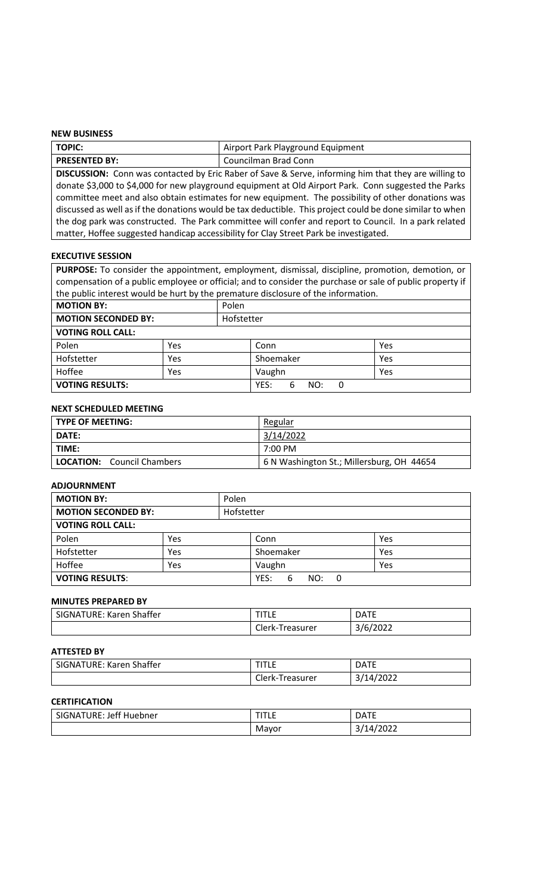## NEW BUSINESS

| | |
|---|---|
| **TOPIC:** | Airport Park Playground Equipment |
| **PRESENTED BY:** | Councilman Brad Conn |

**DISCUSSION:** Conn was contacted by Eric Raber of Save & Serve, informing him that they are willing to donate $3,000 to $4,000 for new playground equipment at Old Airport Park. Conn suggested the Parks committee meet and also obtain estimates for new equipment. The possibility of other donations was discussed as well as if the donations would be tax deductible. This project could be done similar to when the dog park was constructed. The Park committee will confer and report to Council. In a park related matter, Hoffee suggested handicap accessibility for Clay Street Park be investigated.

## EXECUTIVE SESSION

**PURPOSE:** To consider the appointment, employment, dismissal, discipline, promotion, demotion, or compensation of a public employee or official; and to consider the purchase or sale of public property if the public interest would be hurt by the premature disclosure of the information.

| | | | |
|---|---|---|---|
| **MOTION BY:** | Polen | | |
| **MOTION SECONDED BY:** | Hofstetter | | |
| **VOTING ROLL CALL:** | | | |
| Polen | Yes | Conn | Yes |
| Hofstetter | Yes | Shoemaker | Yes |
| Hoffee | Yes | Vaughn | Yes |
| **VOTING RESULTS:** | | YES: 6 NO: 0 | |

## NEXT SCHEDULED MEETING

| | |
|---|---|
| **TYPE OF MEETING:** | Regular |
| **DATE:** | 3/14/2022 |
| **TIME:** | 7:00 PM |
| **LOCATION:** Council Chambers | 6 N Washington St.; Millersburg, OH 44654 |

## ADJOURNMENT

| | | | |
|---|---|---|---|
| **MOTION BY:** | Polen | | |
| **MOTION SECONDED BY:** | Hofstetter | | |
| **VOTING ROLL CALL:** | | | |
| Polen | Yes | Conn | Yes |
| Hofstetter | Yes | Shoemaker | Yes |
| Hoffee | Yes | Vaughn | Yes |
| **VOTING RESULTS:** | | YES: 6 NO: 0 | |

## MINUTES PREPARED BY

| SIGNATURE: Karen Shaffer | TITLE | DATE |
|---|---|---|
| | Clerk-Treasurer | 3/6/2022 |

## ATTESTED BY

| SIGNATURE: Karen Shaffer | TITLE | DATE |
|---|---|---|
| | Clerk-Treasurer | 3/14/2022 |

## CERTIFICATION

| SIGNATURE: Jeff Huebner | TITLE | DATE |
|---|---|---|
| | Mayor | 3/14/2022 |